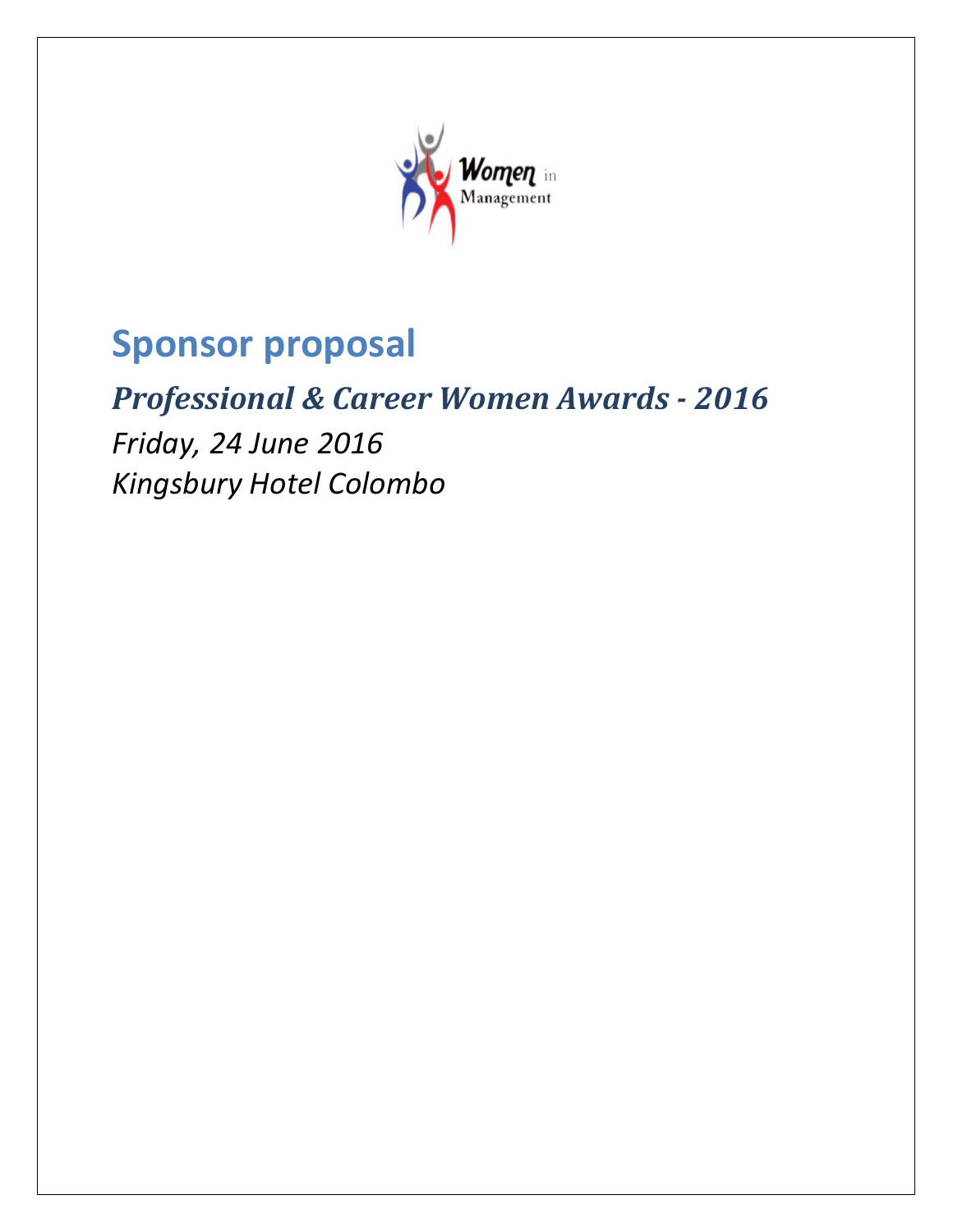Women in Management

# Sponsor proposal

## *Professional & Career Women Awards - 2016*

*Friday, 24 June 2016*

*Kingsbury Hotel Colombo*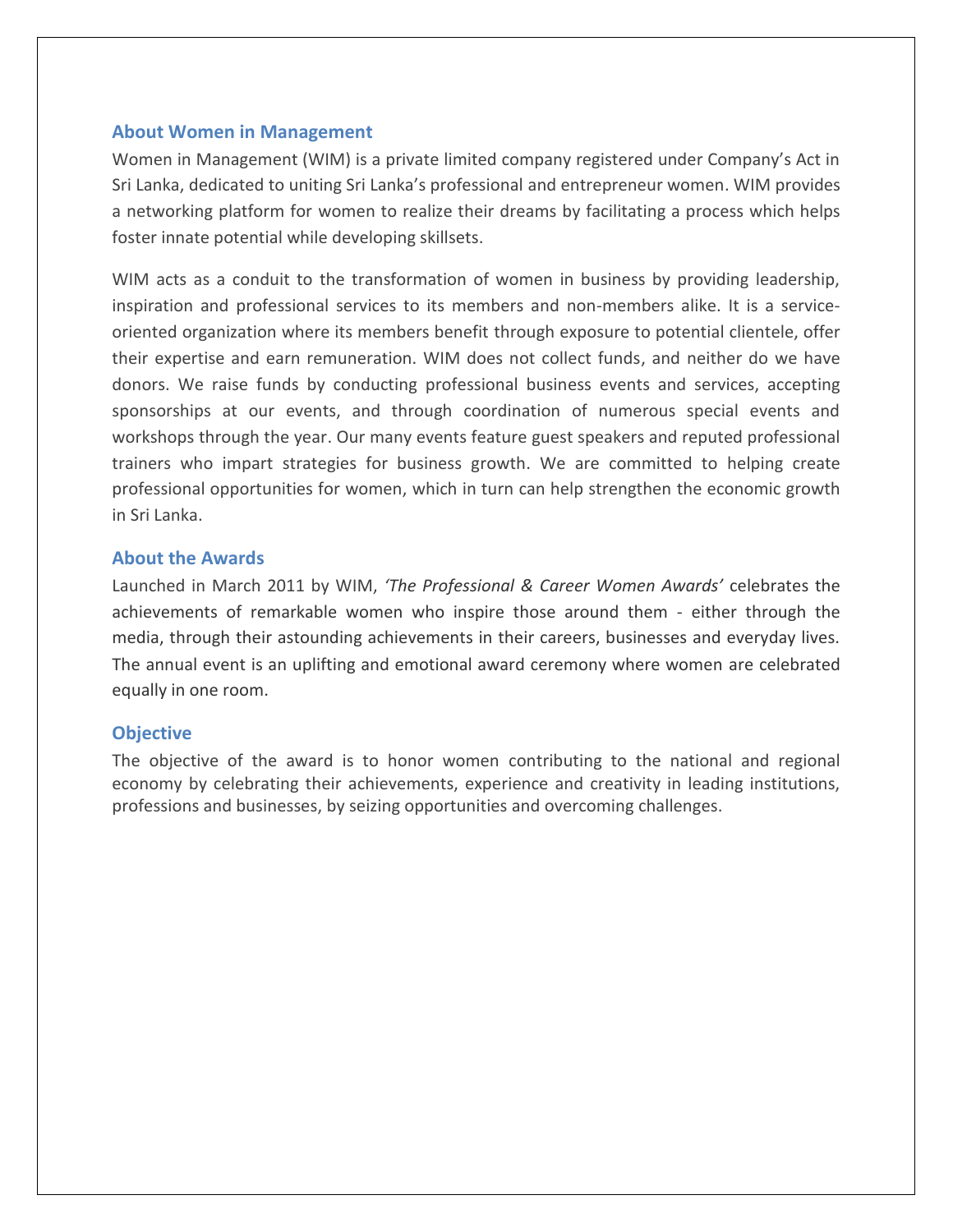## About Women in Management

Women in Management (WIM) is a private limited company registered under Company's Act in Sri Lanka, dedicated to uniting Sri Lanka's professional and entrepreneur women. WIM provides a networking platform for women to realize their dreams by facilitating a process which helps foster innate potential while developing skillsets.

WIM acts as a conduit to the transformation of women in business by providing leadership, inspiration and professional services to its members and non-members alike. It is a service-oriented organization where its members benefit through exposure to potential clientele, offer their expertise and earn remuneration. WIM does not collect funds, and neither do we have donors. We raise funds by conducting professional business events and services, accepting sponsorships at our events, and through coordination of numerous special events and workshops through the year. Our many events feature guest speakers and reputed professional trainers who impart strategies for business growth. We are committed to helping create professional opportunities for women, which in turn can help strengthen the economic growth in Sri Lanka.

## About the Awards

Launched in March 2011 by WIM, *'The Professional & Career Women Awards'* celebrates the achievements of remarkable women who inspire those around them - either through the media, through their astounding achievements in their careers, businesses and everyday lives. The annual event is an uplifting and emotional award ceremony where women are celebrated equally in one room.

## Objective

The objective of the award is to honor women contributing to the national and regional economy by celebrating their achievements, experience and creativity in leading institutions, professions and businesses, by seizing opportunities and overcoming challenges.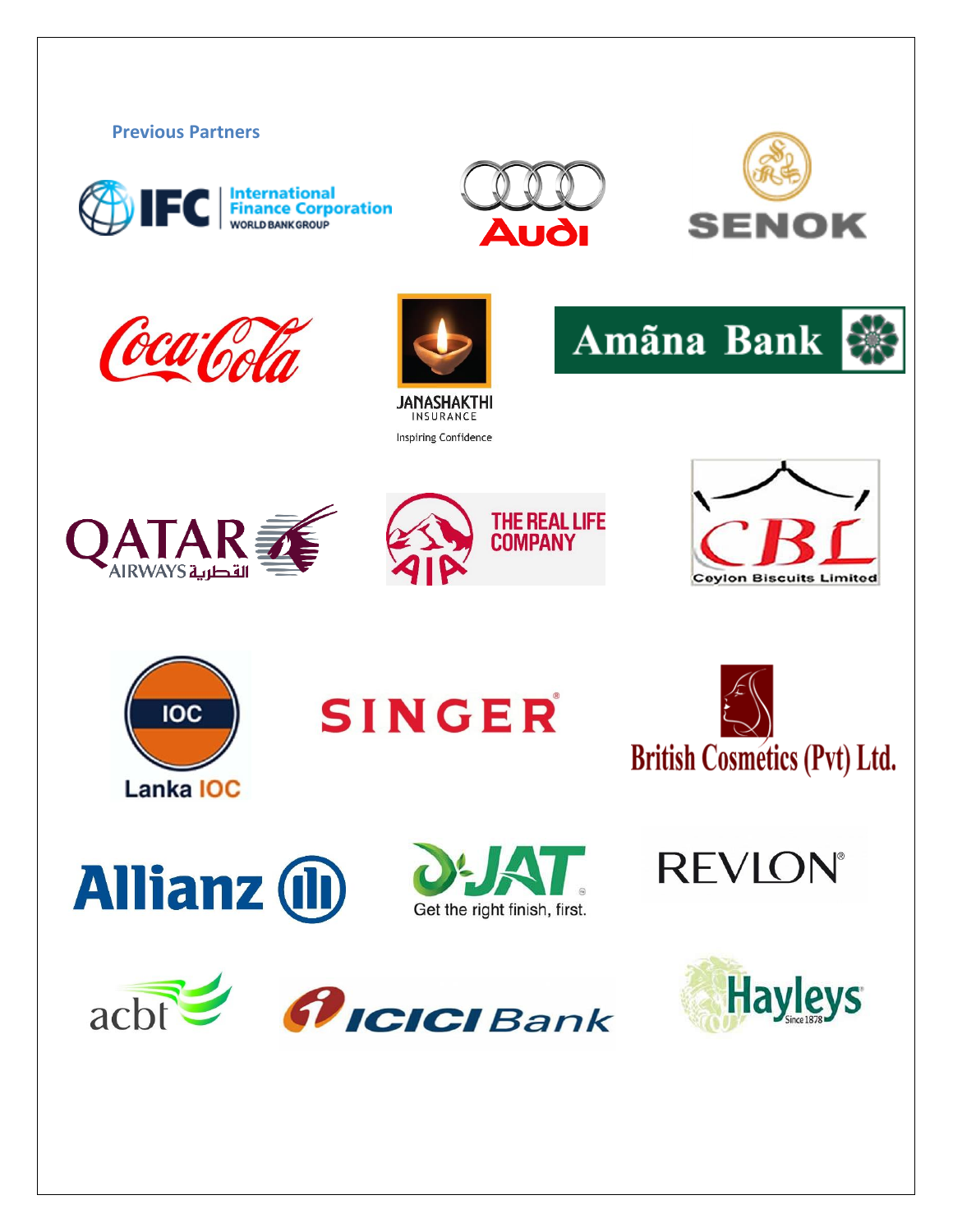**Previous Partners**

IFC International Finance Corporation WORLD BANK GROUP

Audi

SENOK

Coca-Cola

JANASHAKTHI INSURANCE Inspiring Confidence

Amãna Bank

QATAR AIRWAYS القطرية

AIA THE REAL LIFE COMPANY

CBL Ceylon Biscuits Limited

IOC Lanka IOC

SINGER®

British Cosmetics (Pvt) Ltd.

Allianz

JAT Get the right finish, first.

REVLON®

acbt

ICICI Bank

Hayleys Since 1878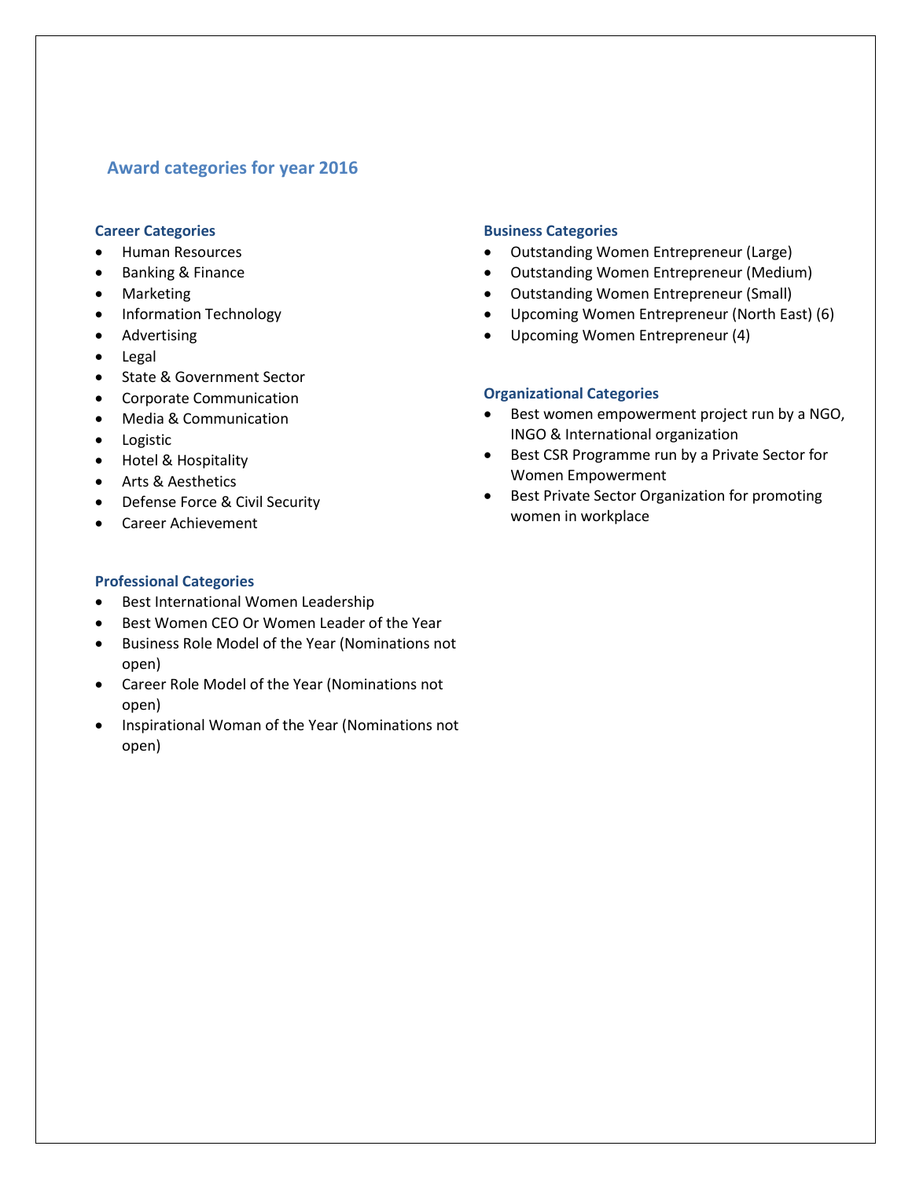## Award categories for year 2016

### Career Categories

- Human Resources
- Banking & Finance
- Marketing
- Information Technology
- Advertising
- Legal
- State & Government Sector
- Corporate Communication
- Media & Communication
- Logistic
- Hotel & Hospitality
- Arts & Aesthetics
- Defense Force & Civil Security
- Career Achievement

### Professional Categories

- Best International Women Leadership
- Best Women CEO Or Women Leader of the Year
- Business Role Model of the Year (Nominations not open)
- Career Role Model of the Year (Nominations not open)
- Inspirational Woman of the Year (Nominations not open)

### Business Categories

- Outstanding Women Entrepreneur (Large)
- Outstanding Women Entrepreneur (Medium)
- Outstanding Women Entrepreneur (Small)
- Upcoming Women Entrepreneur (North East) (6)
- Upcoming Women Entrepreneur (4)

### Organizational Categories

- Best women empowerment project run by a NGO, INGO & International organization
- Best CSR Programme run by a Private Sector for Women Empowerment
- Best Private Sector Organization for promoting women in workplace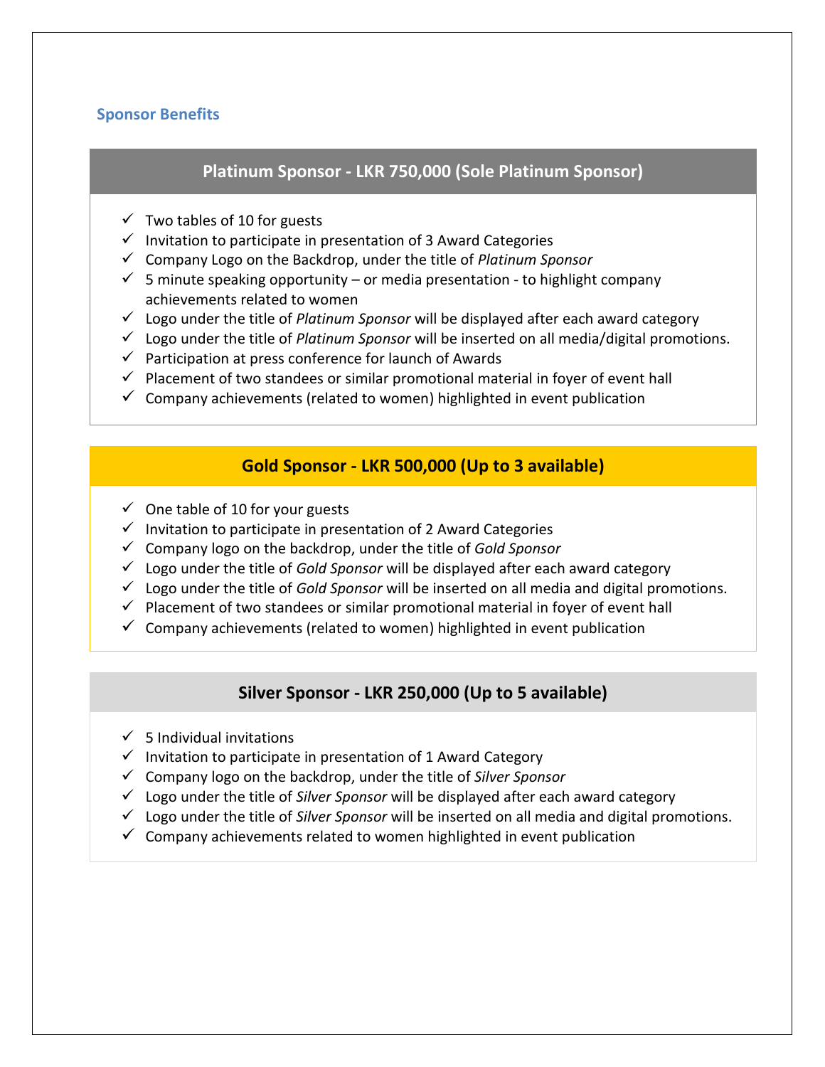## Sponsor Benefits

### Platinum Sponsor - LKR 750,000 (Sole Platinum Sponsor)

- ✓ Two tables of 10 for guests
- ✓ Invitation to participate in presentation of 3 Award Categories
- ✓ Company Logo on the Backdrop, under the title of *Platinum Sponsor*
- ✓ 5 minute speaking opportunity – or media presentation - to highlight company achievements related to women
- ✓ Logo under the title of *Platinum Sponsor* will be displayed after each award category
- ✓ Logo under the title of *Platinum Sponsor* will be inserted on all media/digital promotions.
- ✓ Participation at press conference for launch of Awards
- ✓ Placement of two standees or similar promotional material in foyer of event hall
- ✓ Company achievements (related to women) highlighted in event publication

### Gold Sponsor - LKR 500,000 (Up to 3 available)

- ✓ One table of 10 for your guests
- ✓ Invitation to participate in presentation of 2 Award Categories
- ✓ Company logo on the backdrop, under the title of *Gold Sponsor*
- ✓ Logo under the title of *Gold Sponsor* will be displayed after each award category
- ✓ Logo under the title of *Gold Sponsor* will be inserted on all media and digital promotions.
- ✓ Placement of two standees or similar promotional material in foyer of event hall
- ✓ Company achievements (related to women) highlighted in event publication

### Silver Sponsor - LKR 250,000 (Up to 5 available)

- ✓ 5 Individual invitations
- ✓ Invitation to participate in presentation of 1 Award Category
- ✓ Company logo on the backdrop, under the title of *Silver Sponsor*
- ✓ Logo under the title of *Silver Sponsor* will be displayed after each award category
- ✓ Logo under the title of *Silver Sponsor* will be inserted on all media and digital promotions.
- ✓ Company achievements related to women highlighted in event publication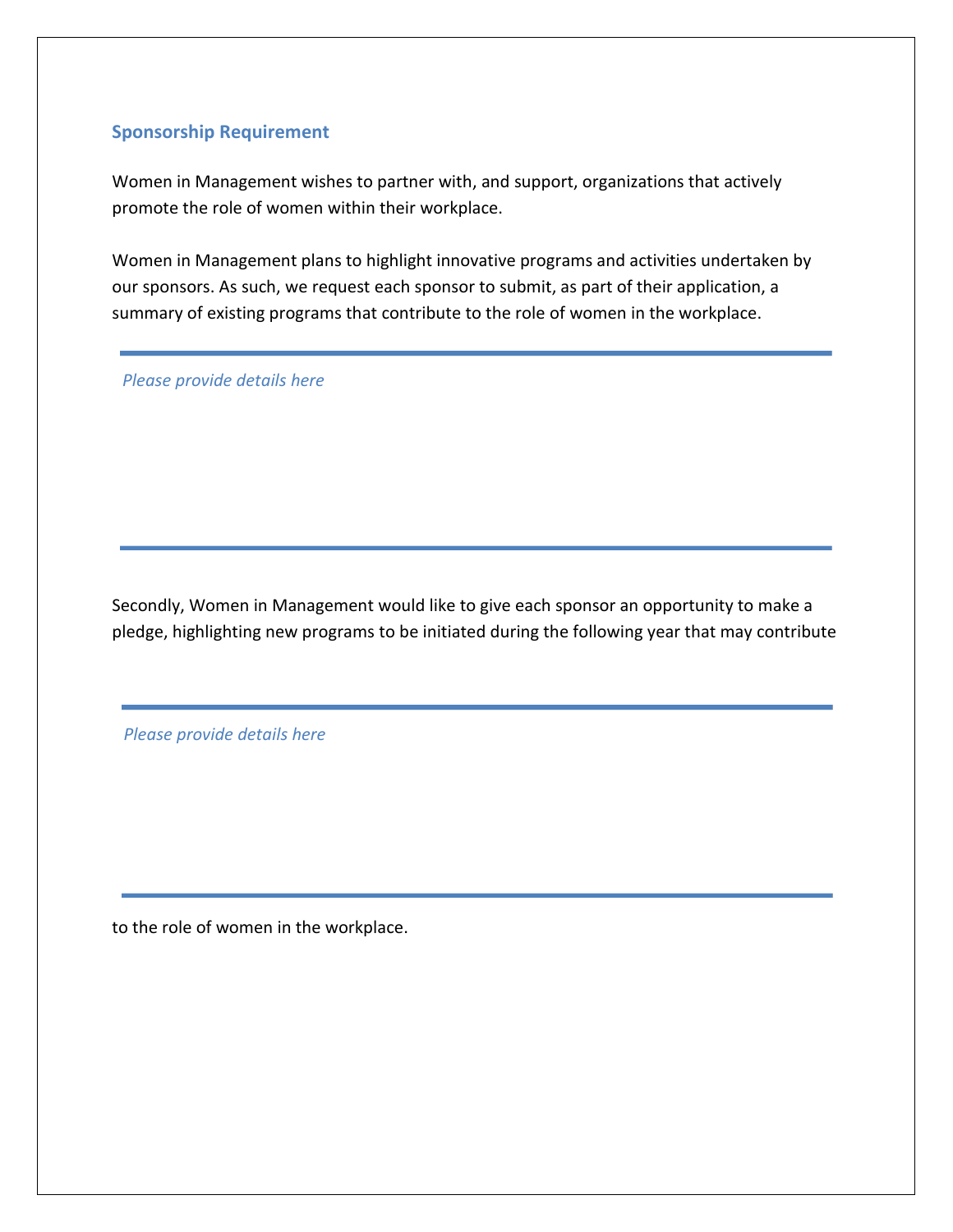## Sponsorship Requirement

Women in Management wishes to partner with, and support, organizations that actively promote the role of women within their workplace.

Women in Management plans to highlight innovative programs and activities undertaken by our sponsors. As such, we request each sponsor to submit, as part of their application, a summary of existing programs that contribute to the role of women in the workplace.

---

*Please provide details here*

---

Secondly, Women in Management would like to give each sponsor an opportunity to make a pledge, highlighting new programs to be initiated during the following year that may contribute

---

*Please provide details here*

---

to the role of women in the workplace.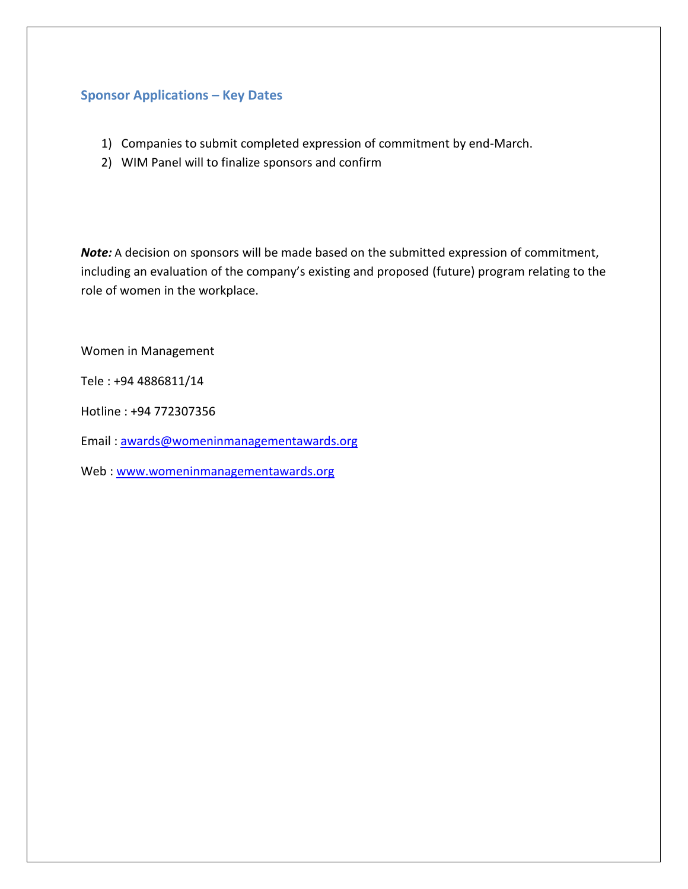## Sponsor Applications – Key Dates

1) Companies to submit completed expression of commitment by end-March.
2) WIM Panel will to finalize sponsors and confirm

***Note:*** A decision on sponsors will be made based on the submitted expression of commitment, including an evaluation of the company's existing and proposed (future) program relating to the role of women in the workplace.

Women in Management

Tele : +94 4886811/14

Hotline : +94 772307356

Email : awards@womeninmanagementawards.org

Web : www.womeninmanagementawards.org